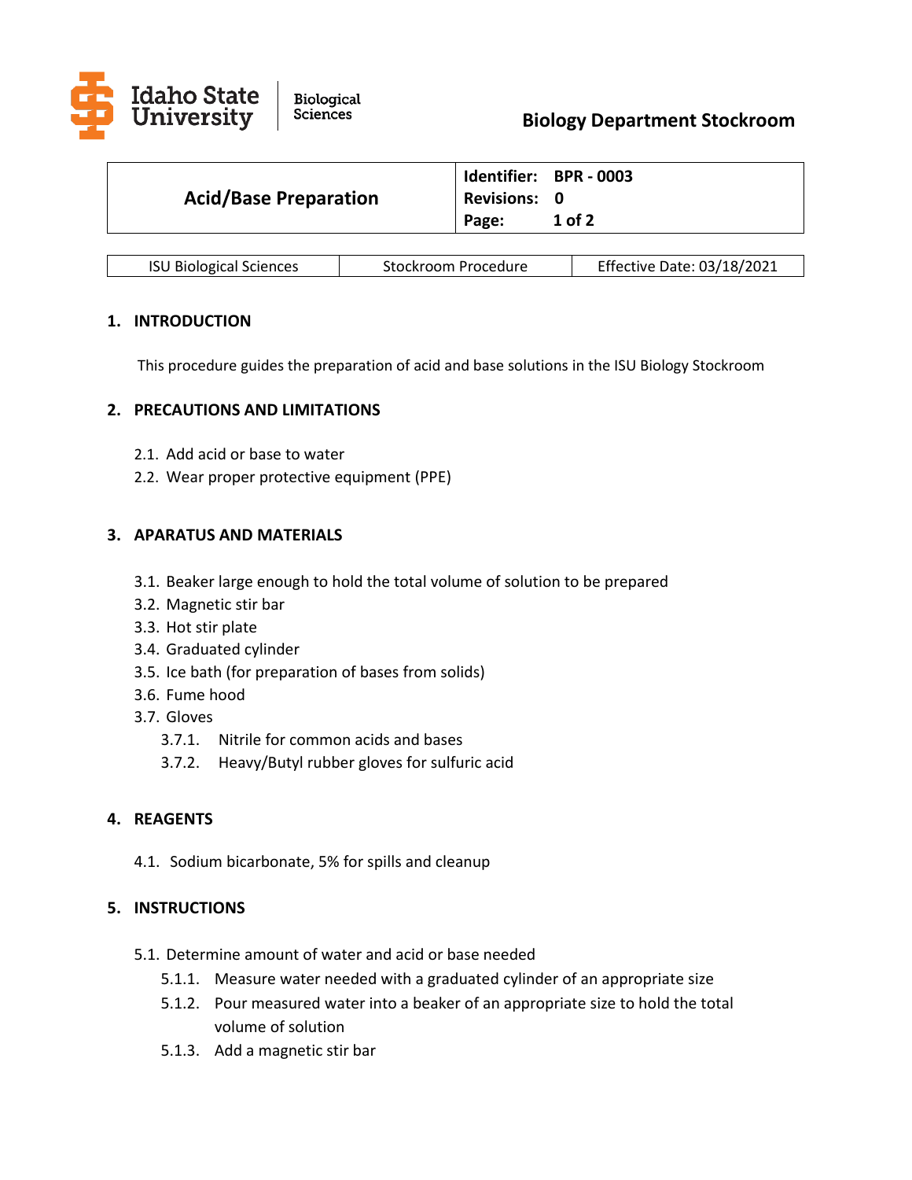Idaho State University | Biological Sciences

**Biology Department Stockroom**

| **Acid/Base Preparation** | **Identifier:** BPR - 0003<br>**Revisions:** 0<br>**Page:** 1 of 2 |
|---|---|

| ISU Biological Sciences | Stockroom Procedure | Effective Date: 03/18/2021 |
|---|---|---|

## 1. INTRODUCTION

This procedure guides the preparation of acid and base solutions in the ISU Biology Stockroom

## 2. PRECAUTIONS AND LIMITATIONS

2.1. Add acid or base to water

2.2. Wear proper protective equipment (PPE)

## 3. APPARATUS AND MATERIALS

3.1. Beaker large enough to hold the total volume of solution to be prepared

3.2. Magnetic stir bar

3.3. Hot stir plate

3.4. Graduated cylinder

3.5. Ice bath (for preparation of bases from solids)

3.6. Fume hood

3.7. Gloves

- 3.7.1. Nitrile for common acids and bases
- 3.7.2. Heavy/Butyl rubber gloves for sulfuric acid

## 4. REAGENTS

4.1. Sodium bicarbonate, 5% for spills and cleanup

## 5. INSTRUCTIONS

5.1. Determine amount of water and acid or base needed

- 5.1.1. Measure water needed with a graduated cylinder of an appropriate size
- 5.1.2. Pour measured water into a beaker of an appropriate size to hold the total volume of solution
- 5.1.3. Add a magnetic stir bar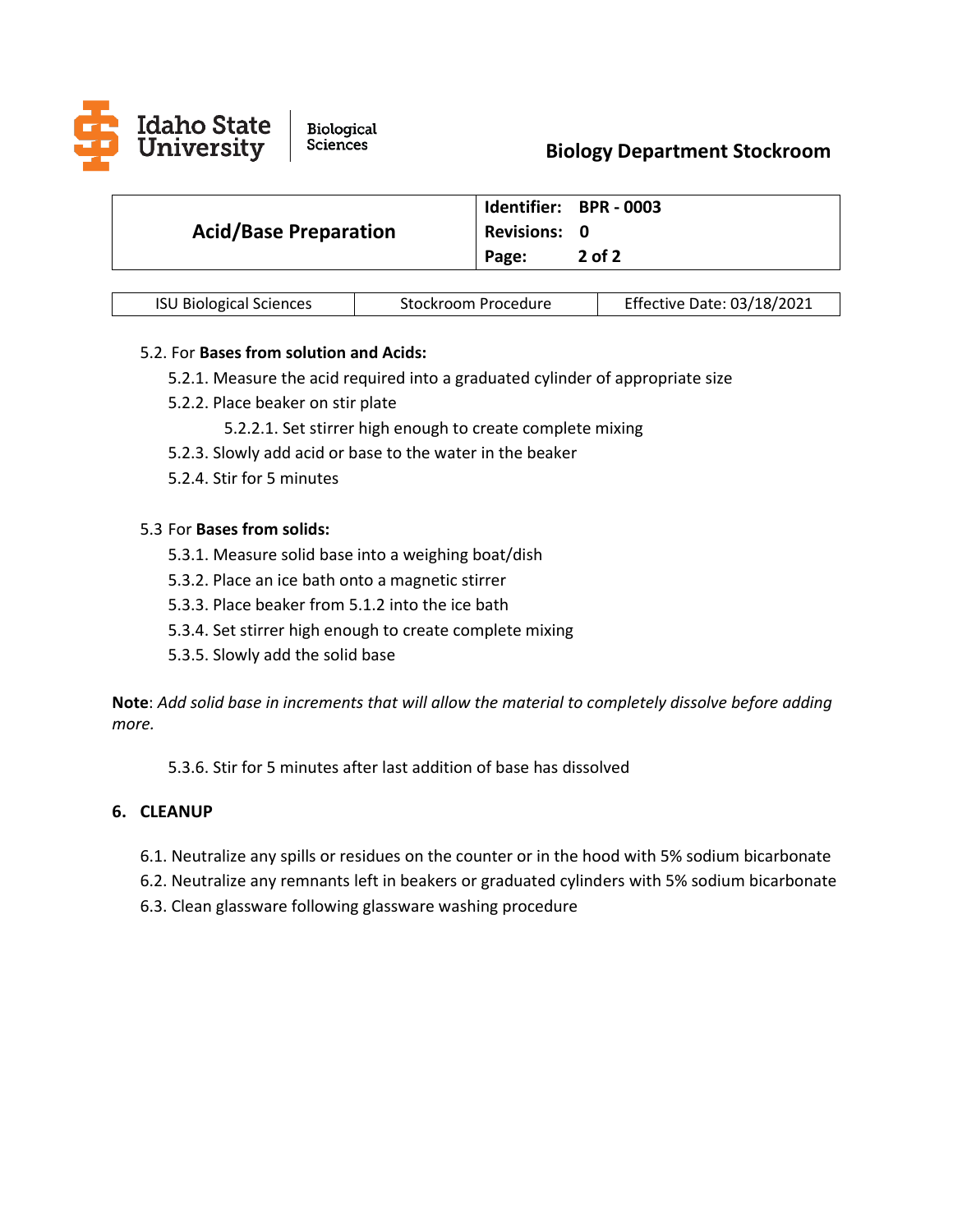5.2. For **Bases from solution and Acids:**

- 5.2.1. Measure the acid required into a graduated cylinder of appropriate size
- 5.2.2. Place beaker on stir plate
    - 5.2.2.1. Set stirrer high enough to create complete mixing
- 5.2.3. Slowly add acid or base to the water in the beaker
- 5.2.4. Stir for 5 minutes

5.3 For **Bases from solids:**

- 5.3.1. Measure solid base into a weighing boat/dish
- 5.3.2. Place an ice bath onto a magnetic stirrer
- 5.3.3. Place beaker from 5.1.2 into the ice bath
- 5.3.4. Set stirrer high enough to create complete mixing
- 5.3.5. Slowly add the solid base

**Note**: *Add solid base in increments that will allow the material to completely dissolve before adding more.*

- 5.3.6. Stir for 5 minutes after last addition of base has dissolved

## 6. CLEANUP

- 6.1. Neutralize any spills or residues on the counter or in the hood with 5% sodium bicarbonate
- 6.2. Neutralize any remnants left in beakers or graduated cylinders with 5% sodium bicarbonate
- 6.3. Clean glassware following glassware washing procedure